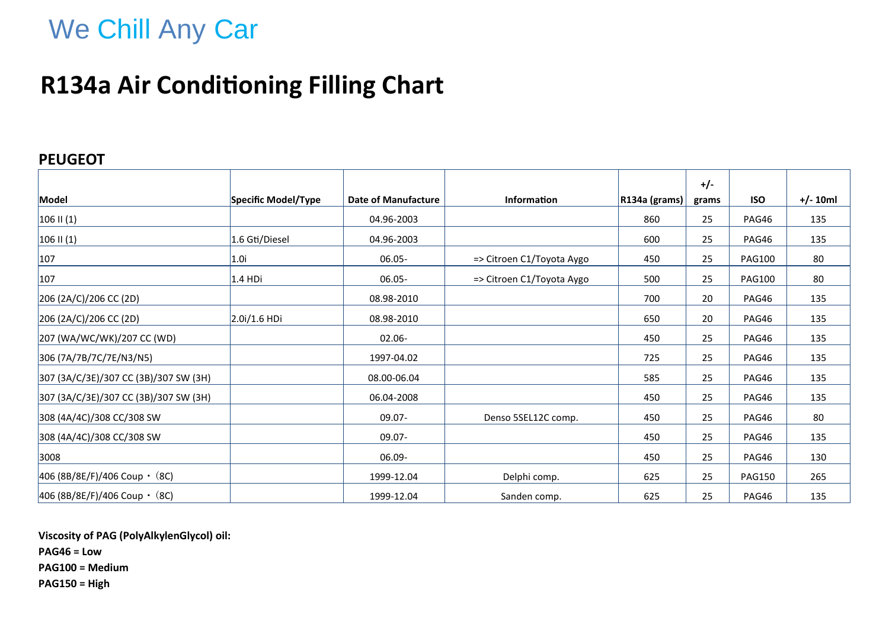We Chill Any Car

# R134a Air Conditioning Filling Chart

## PEUGEOT

| Model | Specific Model/Type | Date of Manufacture | Information | R134a (grams) | +/- grams | ISO | +/- 10ml |
|---|---|---|---|---|---|---|---|
| 106 II (1) | | 04.96-2003 | | 860 | 25 | PAG46 | 135 |
| 106 II (1) | 1.6 Gti/Diesel | 04.96-2003 | | 600 | 25 | PAG46 | 135 |
| 107 | 1.0i | 06.05- | => Citroen C1/Toyota Aygo | 450 | 25 | PAG100 | 80 |
| 107 | 1.4 HDi | 06.05- | => Citroen C1/Toyota Aygo | 500 | 25 | PAG100 | 80 |
| 206 (2A/C)/206 CC (2D) | | 08.98-2010 | | 700 | 20 | PAG46 | 135 |
| 206 (2A/C)/206 CC (2D) | 2.0i/1.6 HDi | 08.98-2010 | | 650 | 20 | PAG46 | 135 |
| 207 (WA/WC/WK)/207 CC (WD) | | 02.06- | | 450 | 25 | PAG46 | 135 |
| 306 (7A/7B/7C/7E/N3/N5) | | 1997-04.02 | | 725 | 25 | PAG46 | 135 |
| 307 (3A/C/3E)/307 CC (3B)/307 SW (3H) | | 08.00-06.04 | | 585 | 25 | PAG46 | 135 |
| 307 (3A/C/3E)/307 CC (3B)/307 SW (3H) | | 06.04-2008 | | 450 | 25 | PAG46 | 135 |
| 308 (4A/4C)/308 CC/308 SW | | 09.07- | Denso 5SEL12C comp. | 450 | 25 | PAG46 | 80 |
| 308 (4A/4C)/308 CC/308 SW | | 09.07- | | 450 | 25 | PAG46 | 135 |
| 3008 | | 06.09- | | 450 | 25 | PAG46 | 130 |
| 406 (8B/8E/F)/406 Coup・(8C) | | 1999-12.04 | Delphi comp. | 625 | 25 | PAG150 | 265 |
| 406 (8B/8E/F)/406 Coup・(8C) | | 1999-12.04 | Sanden comp. | 625 | 25 | PAG46 | 135 |

**Viscosity of PAG (PolyAlkylenGlycol) oil:**

**PAG46 = Low**

**PAG100 = Medium**

**PAG150 = High**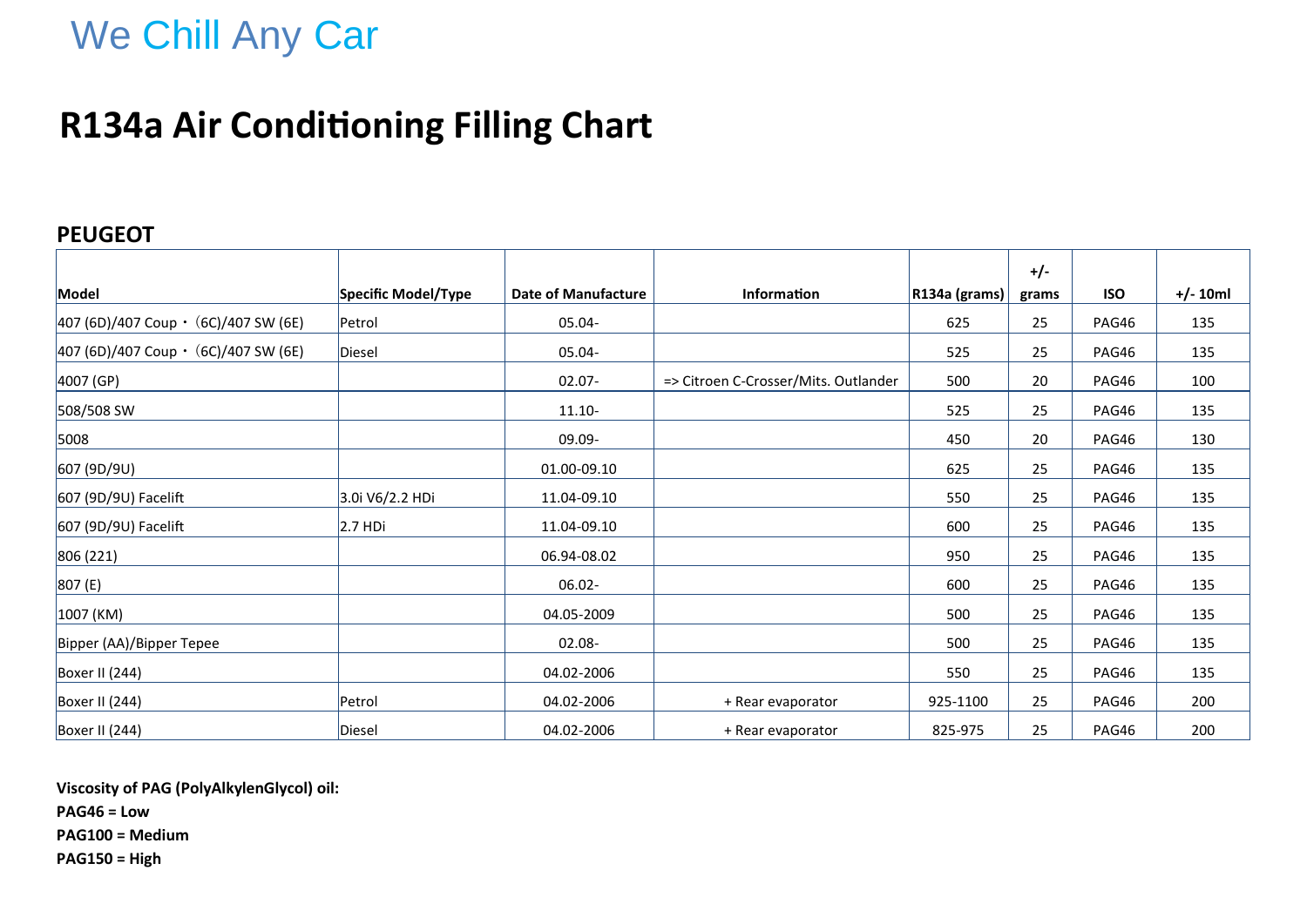We Chill Any Car

# R134a Air Conditioning Filling Chart

## PEUGEOT

| Model | Specific Model/Type | Date of Manufacture | Information | R134a (grams) | +/- grams | ISO | +/- 10ml |
|---|---|---|---|---|---|---|---|
| 407 (6D)/407 Coup・(6C)/407 SW (6E) | Petrol | 05.04- | | 625 | 25 | PAG46 | 135 |
| 407 (6D)/407 Coup・(6C)/407 SW (6E) | Diesel | 05.04- | | 525 | 25 | PAG46 | 135 |
| 4007 (GP) | | 02.07- | => Citroen C-Crosser/Mits. Outlander | 500 | 20 | PAG46 | 100 |
| 508/508 SW | | 11.10- | | 525 | 25 | PAG46 | 135 |
| 5008 | | 09.09- | | 450 | 20 | PAG46 | 130 |
| 607 (9D/9U) | | 01.00-09.10 | | 625 | 25 | PAG46 | 135 |
| 607 (9D/9U) Facelift | 3.0i V6/2.2 HDi | 11.04-09.10 | | 550 | 25 | PAG46 | 135 |
| 607 (9D/9U) Facelift | 2.7 HDi | 11.04-09.10 | | 600 | 25 | PAG46 | 135 |
| 806 (221) | | 06.94-08.02 | | 950 | 25 | PAG46 | 135 |
| 807 (E) | | 06.02- | | 600 | 25 | PAG46 | 135 |
| 1007 (KM) | | 04.05-2009 | | 500 | 25 | PAG46 | 135 |
| Bipper (AA)/Bipper Tepee | | 02.08- | | 500 | 25 | PAG46 | 135 |
| Boxer II (244) | | 04.02-2006 | | 550 | 25 | PAG46 | 135 |
| Boxer II (244) | Petrol | 04.02-2006 | + Rear evaporator | 925-1100 | 25 | PAG46 | 200 |
| Boxer II (244) | Diesel | 04.02-2006 | + Rear evaporator | 825-975 | 25 | PAG46 | 200 |

**Viscosity of PAG (PolyAlkylenGlycol) oil:**

**PAG46 = Low**

**PAG100 = Medium**

**PAG150 = High**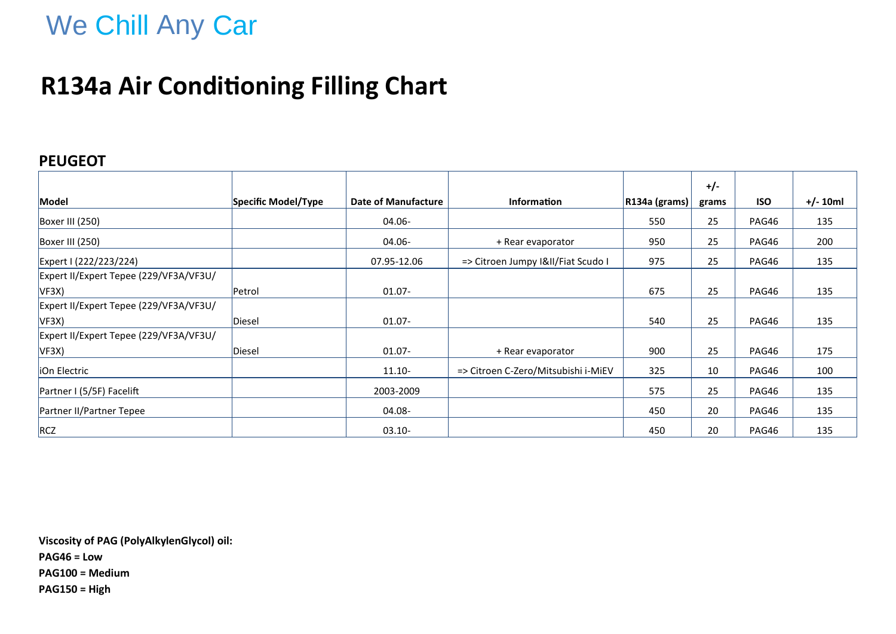We Chill Any Car

# R134a Air Conditioning Filling Chart

## PEUGEOT

| Model | Specific Model/Type | Date of Manufacture | Information | R134a (grams) | +/- grams | ISO | +/- 10ml |
|---|---|---|---|---|---|---|---|
| Boxer III (250) | | 04.06- | | 550 | 25 | PAG46 | 135 |
| Boxer III (250) | | 04.06- | + Rear evaporator | 950 | 25 | PAG46 | 200 |
| Expert I (222/223/224) | | 07.95-12.06 | => Citroen Jumpy I&II/Fiat Scudo I | 975 | 25 | PAG46 | 135 |
| Expert II/Expert Tepee (229/VF3A/VF3U/ VF3X) | Petrol | 01.07- | | 675 | 25 | PAG46 | 135 |
| Expert II/Expert Tepee (229/VF3A/VF3U/ VF3X) | Diesel | 01.07- | | 540 | 25 | PAG46 | 135 |
| Expert II/Expert Tepee (229/VF3A/VF3U/ VF3X) | Diesel | 01.07- | + Rear evaporator | 900 | 25 | PAG46 | 175 |
| iOn Electric | | 11.10- | => Citroen C-Zero/Mitsubishi i-MiEV | 325 | 10 | PAG46 | 100 |
| Partner I (5/5F) Facelift | | 2003-2009 | | 575 | 25 | PAG46 | 135 |
| Partner II/Partner Tepee | | 04.08- | | 450 | 20 | PAG46 | 135 |
| RCZ | | 03.10- | | 450 | 20 | PAG46 | 135 |

**Viscosity of PAG (PolyAlkylenGlycol) oil:**
**PAG46 = Low**
**PAG100 = Medium**
**PAG150 = High**